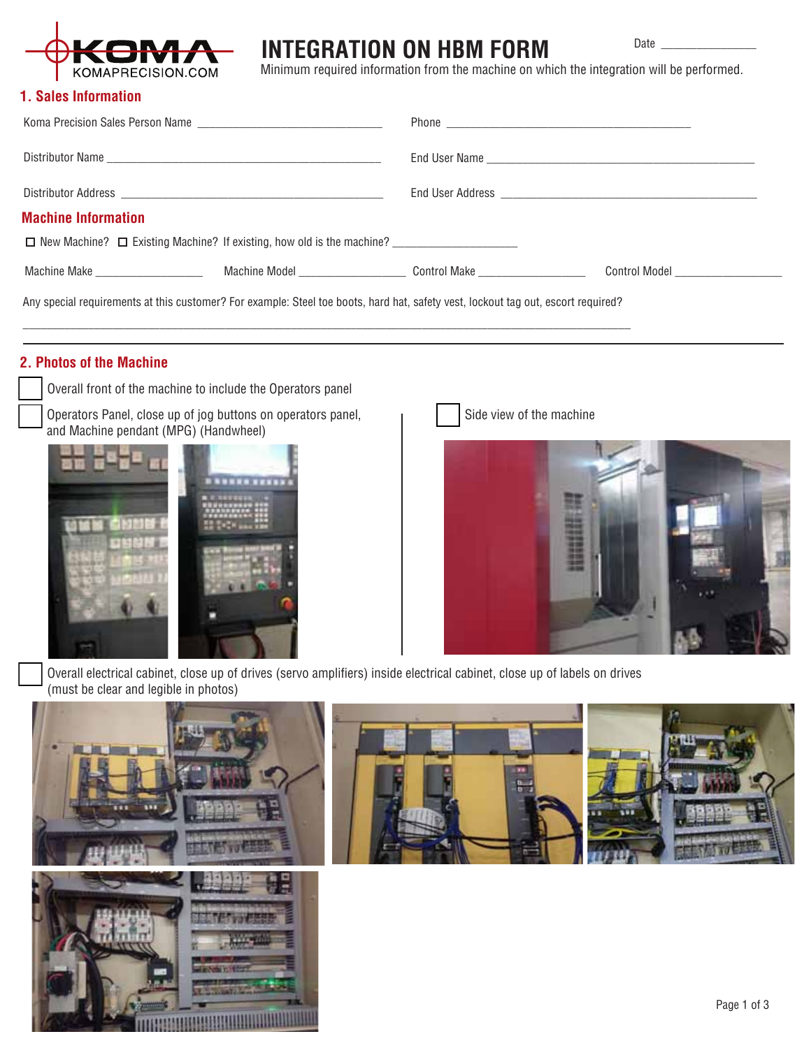# INTEGRATION ON HBM FORM

Date _______________

Minimum required information from the machine on which the integration will be performed.

## 1. Sales Information

Koma Precision Sales Person Name ______________________________ Phone ________________________________________

Distributor Name ______________________________________________ End User Name _____________________________________________

Distributor Address ____________________________________________ End User Address __________________________________________

## Machine Information

☐ New Machine? ☐ Existing Machine? If existing, how old is the machine? ____________________

Machine Make __________________ Machine Model _________________ Control Make _________________ Control Model __________________

Any special requirements at this customer? For example: Steel toe boots, hard hat, safety vest, lockout tag out, escort required?

____________________________________________________________________________________________________

## 2. Photos of the Machine

☐ Overall front of the machine to include the Operators panel

☐ Operators Panel, close up of jog buttons on operators panel, and Machine pendant (MPG) (Handwheel)

☐ Side view of the machine

☐ Overall electrical cabinet, close up of drives (servo amplifiers) inside electrical cabinet, close up of labels on drives (must be clear and legible in photos)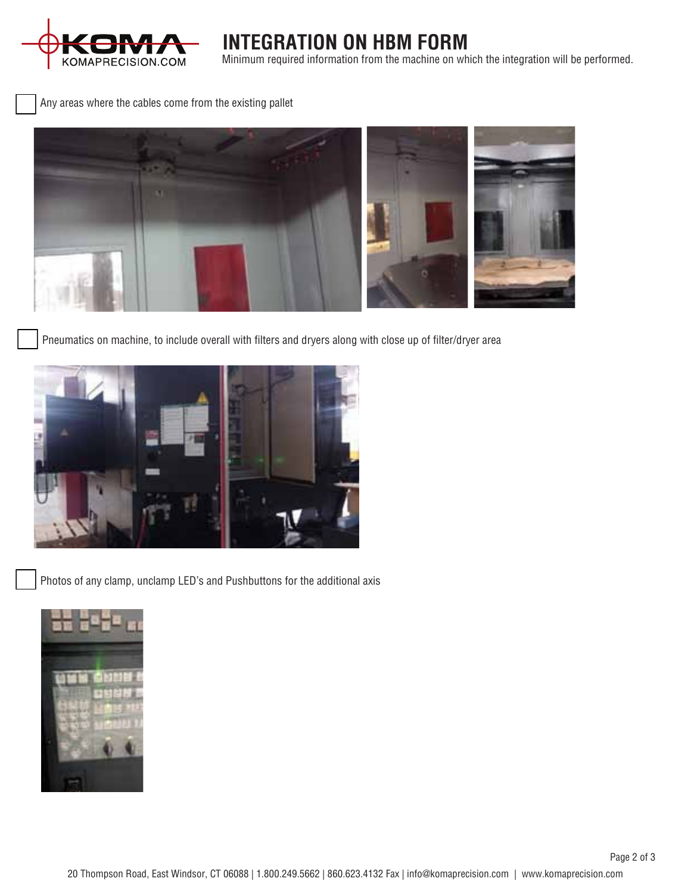# INTEGRATION ON HBM FORM

Minimum required information from the machine on which the integration will be performed.

- [ ] Any areas where the cables come from the existing pallet

- [ ] Pneumatics on machine, to include overall with filters and dryers along with close up of filter/dryer area

- [ ] Photos of any clamp, unclamp LED's and Pushbuttons for the additional axis

20 Thompson Road, East Windsor, CT 06088 | 1.800.249.5662 | 860.623.4132 Fax | info@komaprecision.com | www.komaprecision.com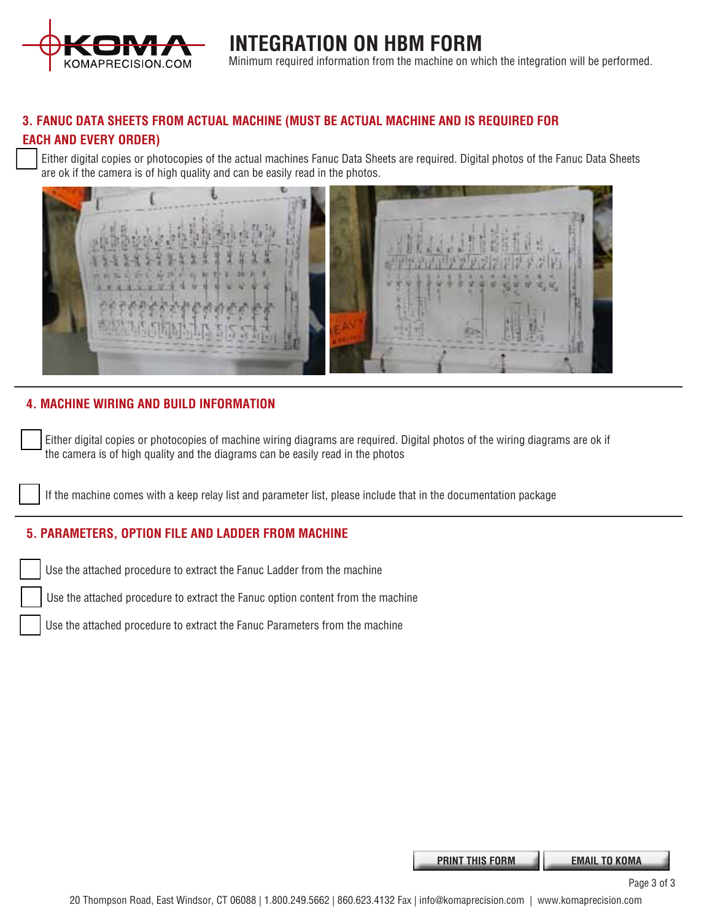# INTEGRATION ON HBM FORM

Minimum required information from the machine on which the integration will be performed.

## 3. FANUC DATA SHEETS FROM ACTUAL MACHINE (MUST BE ACTUAL MACHINE AND IS REQUIRED FOR EACH AND EVERY ORDER)

☐ Either digital copies or photocopies of the actual machines Fanuc Data Sheets are required. Digital photos of the Fanuc Data Sheets are ok if the camera is of high quality and can be easily read in the photos.

## 4. MACHINE WIRING AND BUILD INFORMATION

☐ Either digital copies or photocopies of machine wiring diagrams are required. Digital photos of the wiring diagrams are ok if the camera is of high quality and the diagrams can be easily read in the photos

☐ If the machine comes with a keep relay list and parameter list, please include that in the documentation package

## 5. PARAMETERS, OPTION FILE AND LADDER FROM MACHINE

☐ Use the attached procedure to extract the Fanuc Ladder from the machine

☐ Use the attached procedure to extract the Fanuc option content from the machine

☐ Use the attached procedure to extract the Fanuc Parameters from the machine

PRINT THIS FORM | EMAIL TO KOMA

20 Thompson Road, East Windsor, CT 06088 | 1.800.249.5662 | 860.623.4132 Fax | info@komaprecision.com | www.komaprecision.com